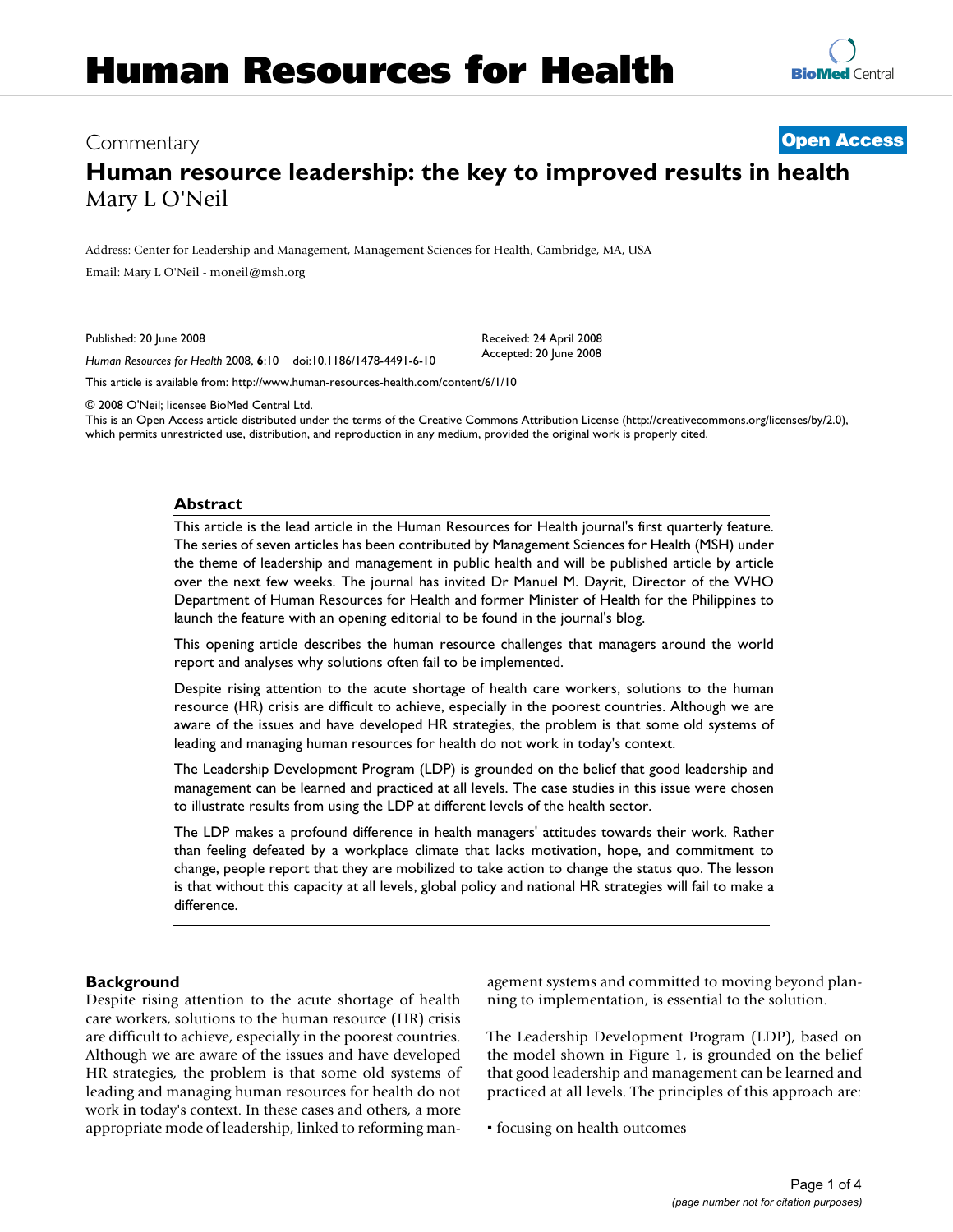# Human Resources for Health

Commentary

**Open Access**

# Human resource leadership: the key to improved results in health

Mary L O'Neil

Address: Center for Leadership and Management, Management Sciences for Health, Cambridge, MA, USA

Email: Mary L O'Neil - moneil@msh.org

Published: 20 June 2008

*Human Resources for Health* 2008, **6**:10 doi:10.1186/1478-4491-6-10

Received: 24 April 2008
Accepted: 20 June 2008

This article is available from: http://www.human-resources-health.com/content/6/1/10

© 2008 O'Neil; licensee BioMed Central Ltd.
This is an Open Access article distributed under the terms of the Creative Commons Attribution License (http://creativecommons.org/licenses/by/2.0), which permits unrestricted use, distribution, and reproduction in any medium, provided the original work is properly cited.

## Abstract

This article is the lead article in the Human Resources for Health journal's first quarterly feature. The series of seven articles has been contributed by Management Sciences for Health (MSH) under the theme of leadership and management in public health and will be published article by article over the next few weeks. The journal has invited Dr Manuel M. Dayrit, Director of the WHO Department of Human Resources for Health and former Minister of Health for the Philippines to launch the feature with an opening editorial to be found in the journal's blog.

This opening article describes the human resource challenges that managers around the world report and analyses why solutions often fail to be implemented.

Despite rising attention to the acute shortage of health care workers, solutions to the human resource (HR) crisis are difficult to achieve, especially in the poorest countries. Although we are aware of the issues and have developed HR strategies, the problem is that some old systems of leading and managing human resources for health do not work in today's context.

The Leadership Development Program (LDP) is grounded on the belief that good leadership and management can be learned and practiced at all levels. The case studies in this issue were chosen to illustrate results from using the LDP at different levels of the health sector.

The LDP makes a profound difference in health managers' attitudes towards their work. Rather than feeling defeated by a workplace climate that lacks motivation, hope, and commitment to change, people report that they are mobilized to take action to change the status quo. The lesson is that without this capacity at all levels, global policy and national HR strategies will fail to make a difference.

## Background

Despite rising attention to the acute shortage of health care workers, solutions to the human resource (HR) crisis are difficult to achieve, especially in the poorest countries. Although we are aware of the issues and have developed HR strategies, the problem is that some old systems of leading and managing human resources for health do not work in today's context. In these cases and others, a more appropriate mode of leadership, linked to reforming management systems and committed to moving beyond planning to implementation, is essential to the solution.

The Leadership Development Program (LDP), based on the model shown in Figure 1, is grounded on the belief that good leadership and management can be learned and practiced at all levels. The principles of this approach are:

- focusing on health outcomes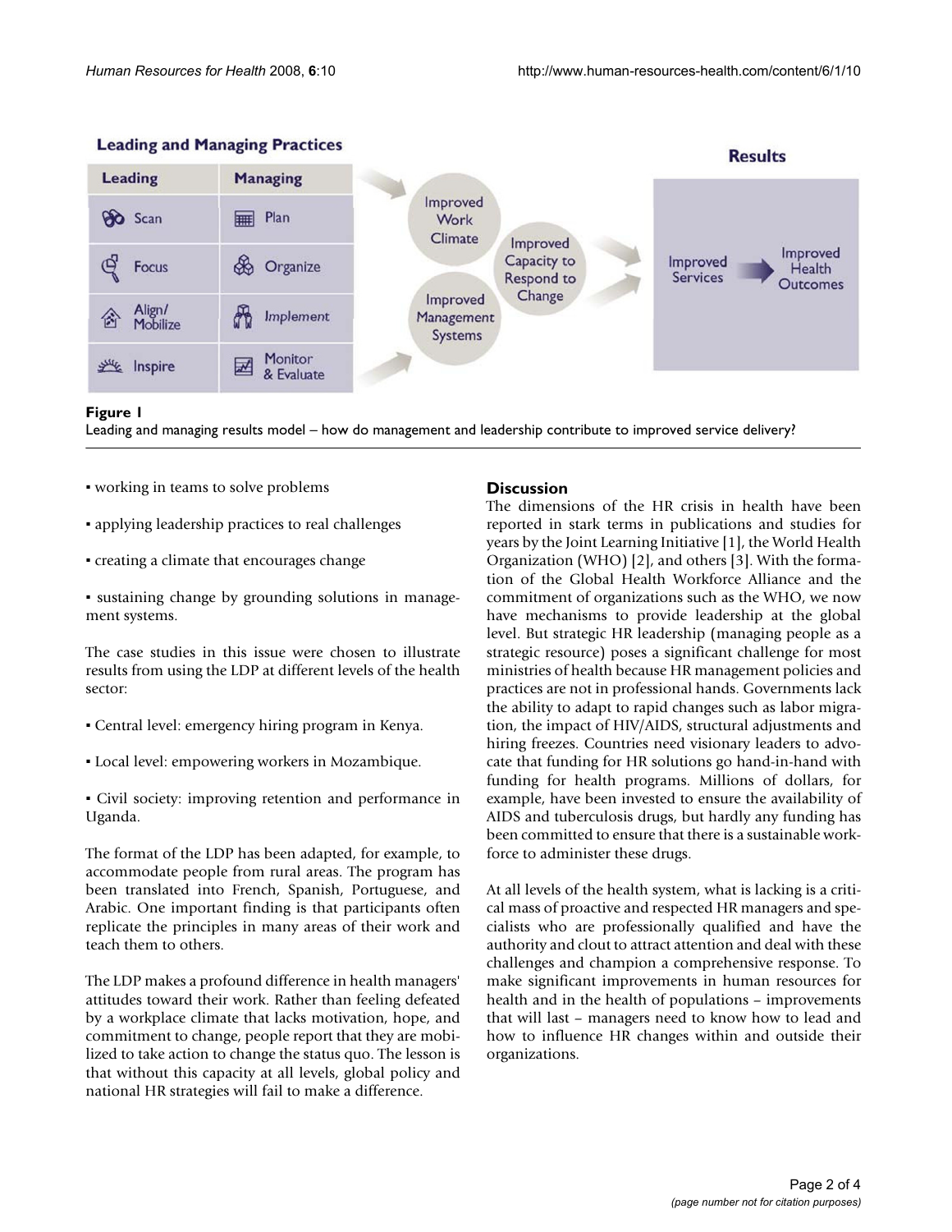**Leading and Managing Practices**

| Leading | Managing |
| --- | --- |
| Scan | Plan |
| Focus | Organize |
| Align/ Mobilize | Implement |
| Inspire | Monitor & Evaluate |

Improved Work Climate → Improved Capacity to Respond to Change ← Improved Management Systems

**Results**

Improved Services → Improved Health Outcomes

**Figure 1**

Leading and managing results model – how do management and leadership contribute to improved service delivery?

▪ working in teams to solve problems

▪ applying leadership practices to real challenges

▪ creating a climate that encourages change

▪ sustaining change by grounding solutions in management systems.

The case studies in this issue were chosen to illustrate results from using the LDP at different levels of the health sector:

▪ Central level: emergency hiring program in Kenya.

▪ Local level: empowering workers in Mozambique.

▪ Civil society: improving retention and performance in Uganda.

The format of the LDP has been adapted, for example, to accommodate people from rural areas. The program has been translated into French, Spanish, Portuguese, and Arabic. One important finding is that participants often replicate the principles in many areas of their work and teach them to others.

The LDP makes a profound difference in health managers' attitudes toward their work. Rather than feeling defeated by a workplace climate that lacks motivation, hope, and commitment to change, people report that they are mobilized to take action to change the status quo. The lesson is that without this capacity at all levels, global policy and national HR strategies will fail to make a difference.

## Discussion

The dimensions of the HR crisis in health have been reported in stark terms in publications and studies for years by the Joint Learning Initiative [1], the World Health Organization (WHO) [2], and others [3]. With the formation of the Global Health Workforce Alliance and the commitment of organizations such as the WHO, we now have mechanisms to provide leadership at the global level. But strategic HR leadership (managing people as a strategic resource) poses a significant challenge for most ministries of health because HR management policies and practices are not in professional hands. Governments lack the ability to adapt to rapid changes such as labor migration, the impact of HIV/AIDS, structural adjustments and hiring freezes. Countries need visionary leaders to advocate that funding for HR solutions go hand-in-hand with funding for health programs. Millions of dollars, for example, have been invested to ensure the availability of AIDS and tuberculosis drugs, but hardly any funding has been committed to ensure that there is a sustainable workforce to administer these drugs.

At all levels of the health system, what is lacking is a critical mass of proactive and respected HR managers and specialists who are professionally qualified and have the authority and clout to attract attention and deal with these challenges and champion a comprehensive response. To make significant improvements in human resources for health and in the health of populations – improvements that will last – managers need to know how to lead and how to influence HR changes within and outside their organizations.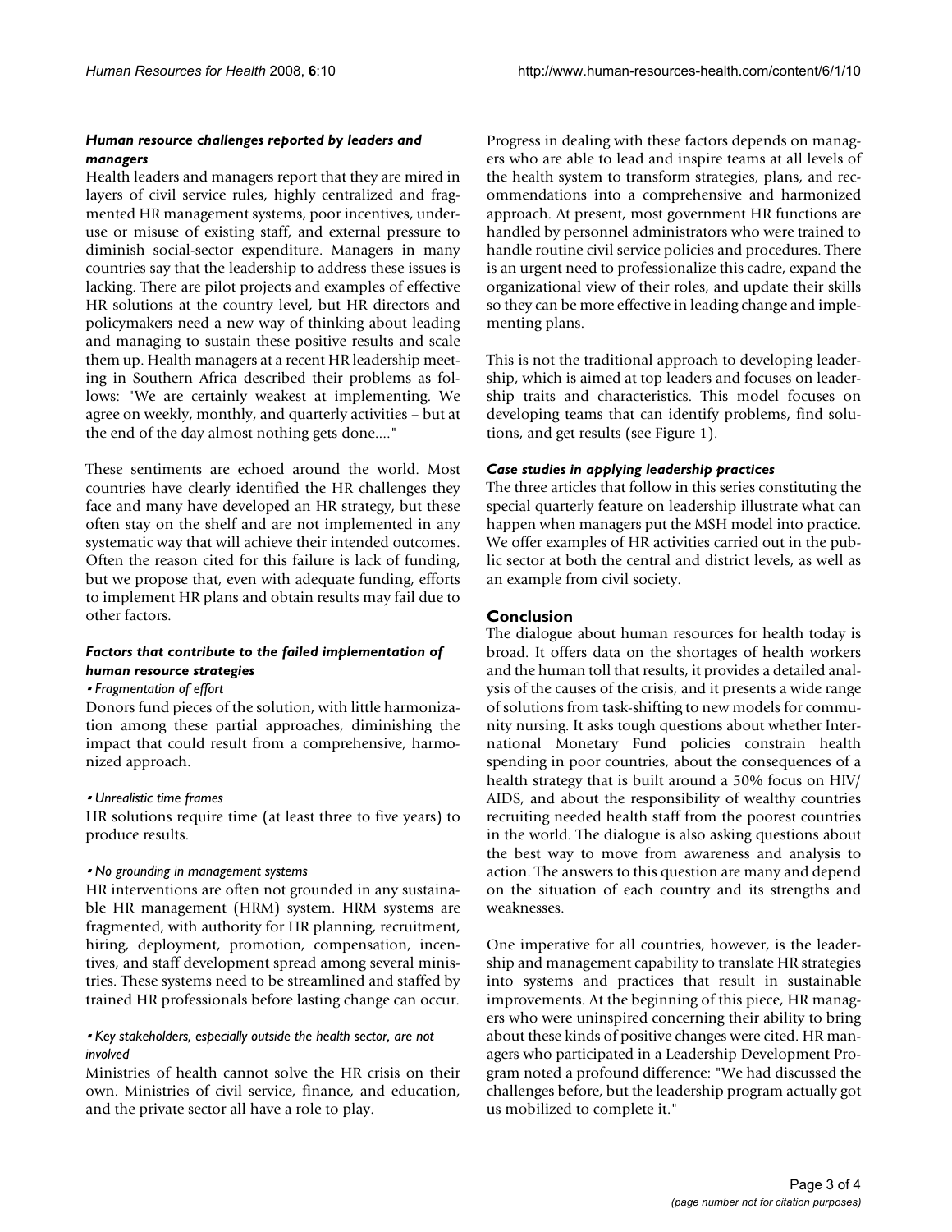### *Human resource challenges reported by leaders and managers*

Health leaders and managers report that they are mired in layers of civil service rules, highly centralized and fragmented HR management systems, poor incentives, underuse or misuse of existing staff, and external pressure to diminish social-sector expenditure. Managers in many countries say that the leadership to address these issues is lacking. There are pilot projects and examples of effective HR solutions at the country level, but HR directors and policymakers need a new way of thinking about leading and managing to sustain these positive results and scale them up. Health managers at a recent HR leadership meeting in Southern Africa described their problems as follows: "We are certainly weakest at implementing. We agree on weekly, monthly, and quarterly activities – but at the end of the day almost nothing gets done...."

These sentiments are echoed around the world. Most countries have clearly identified the HR challenges they face and many have developed an HR strategy, but these often stay on the shelf and are not implemented in any systematic way that will achieve their intended outcomes. Often the reason cited for this failure is lack of funding, but we propose that, even with adequate funding, efforts to implement HR plans and obtain results may fail due to other factors.

### *Factors that contribute to the failed implementation of human resource strategies*

*• Fragmentation of effort*

Donors fund pieces of the solution, with little harmonization among these partial approaches, diminishing the impact that could result from a comprehensive, harmonized approach.

*• Unrealistic time frames*

HR solutions require time (at least three to five years) to produce results.

*• No grounding in management systems*

HR interventions are often not grounded in any sustainable HR management (HRM) system. HRM systems are fragmented, with authority for HR planning, recruitment, hiring, deployment, promotion, compensation, incentives, and staff development spread among several ministries. These systems need to be streamlined and staffed by trained HR professionals before lasting change can occur.

*• Key stakeholders, especially outside the health sector, are not involved*

Ministries of health cannot solve the HR crisis on their own. Ministries of civil service, finance, and education, and the private sector all have a role to play.

Progress in dealing with these factors depends on managers who are able to lead and inspire teams at all levels of the health system to transform strategies, plans, and recommendations into a comprehensive and harmonized approach. At present, most government HR functions are handled by personnel administrators who were trained to handle routine civil service policies and procedures. There is an urgent need to professionalize this cadre, expand the organizational view of their roles, and update their skills so they can be more effective in leading change and implementing plans.

This is not the traditional approach to developing leadership, which is aimed at top leaders and focuses on leadership traits and characteristics. This model focuses on developing teams that can identify problems, find solutions, and get results (see Figure 1).

### *Case studies in applying leadership practices*

The three articles that follow in this series constituting the special quarterly feature on leadership illustrate what can happen when managers put the MSH model into practice. We offer examples of HR activities carried out in the public sector at both the central and district levels, as well as an example from civil society.

## Conclusion

The dialogue about human resources for health today is broad. It offers data on the shortages of health workers and the human toll that results, it provides a detailed analysis of the causes of the crisis, and it presents a wide range of solutions from task-shifting to new models for community nursing. It asks tough questions about whether International Monetary Fund policies constrain health spending in poor countries, about the consequences of a health strategy that is built around a 50% focus on HIV/AIDS, and about the responsibility of wealthy countries recruiting needed health staff from the poorest countries in the world. The dialogue is also asking questions about the best way to move from awareness and analysis to action. The answers to this question are many and depend on the situation of each country and its strengths and weaknesses.

One imperative for all countries, however, is the leadership and management capability to translate HR strategies into systems and practices that result in sustainable improvements. At the beginning of this piece, HR managers who were uninspired concerning their ability to bring about these kinds of positive changes were cited. HR managers who participated in a Leadership Development Program noted a profound difference: "We had discussed the challenges before, but the leadership program actually got us mobilized to complete it."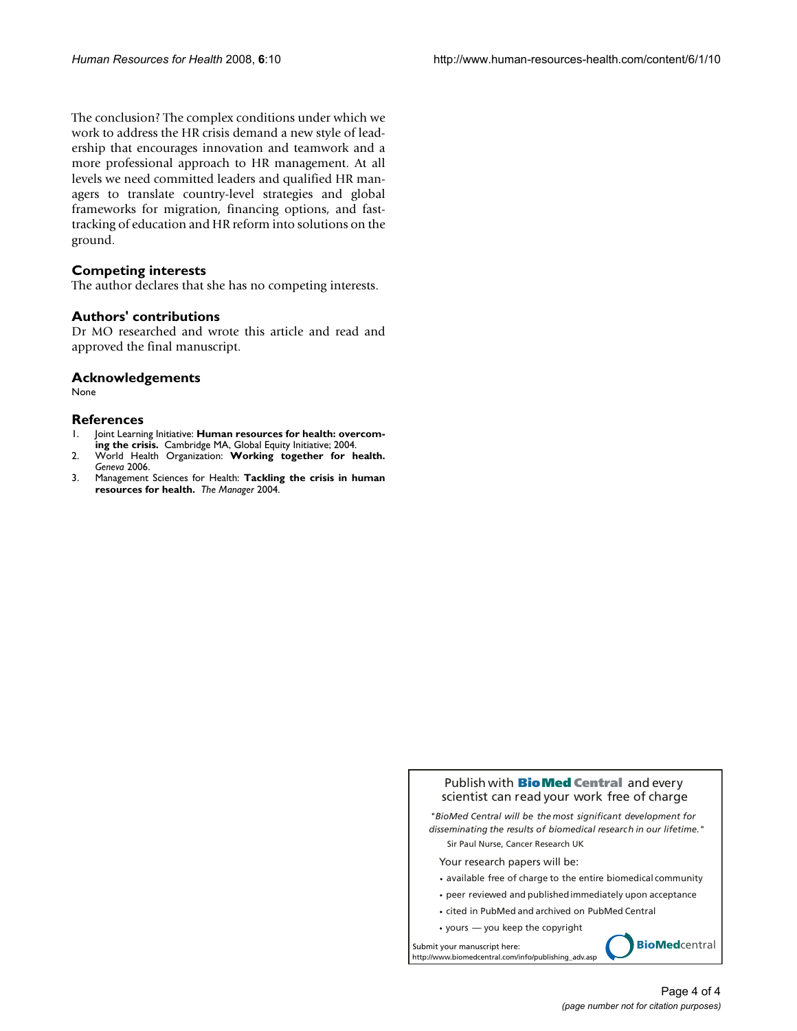The conclusion? The complex conditions under which we work to address the HR crisis demand a new style of leadership that encourages innovation and teamwork and a more professional approach to HR management. At all levels we need committed leaders and qualified HR managers to translate country-level strategies and global frameworks for migration, financing options, and fast-tracking of education and HR reform into solutions on the ground.

## Competing interests

The author declares that she has no competing interests.

## Authors' contributions

Dr MO researched and wrote this article and read and approved the final manuscript.

## Acknowledgements

None

## References

1. Joint Learning Initiative: **Human resources for health: overcoming the crisis.** Cambridge MA, Global Equity Initiative; 2004.
2. World Health Organization: **Working together for health.** *Geneva* 2006.
3. Management Sciences for Health: **Tackling the crisis in human resources for health.** *The Manager* 2004.

Publish with **BioMed Central** and every scientist can read your work free of charge

*"BioMed Central will be the most significant development for disseminating the results of biomedical research in our lifetime."*

Sir Paul Nurse, Cancer Research UK

Your research papers will be:

- available free of charge to the entire biomedical community
- peer reviewed and published immediately upon acceptance
- cited in PubMed and archived on PubMed Central
- yours — you keep the copyright

Submit your manuscript here:
http://www.biomedcentral.com/info/publishing_adv.asp

**BioMed**central